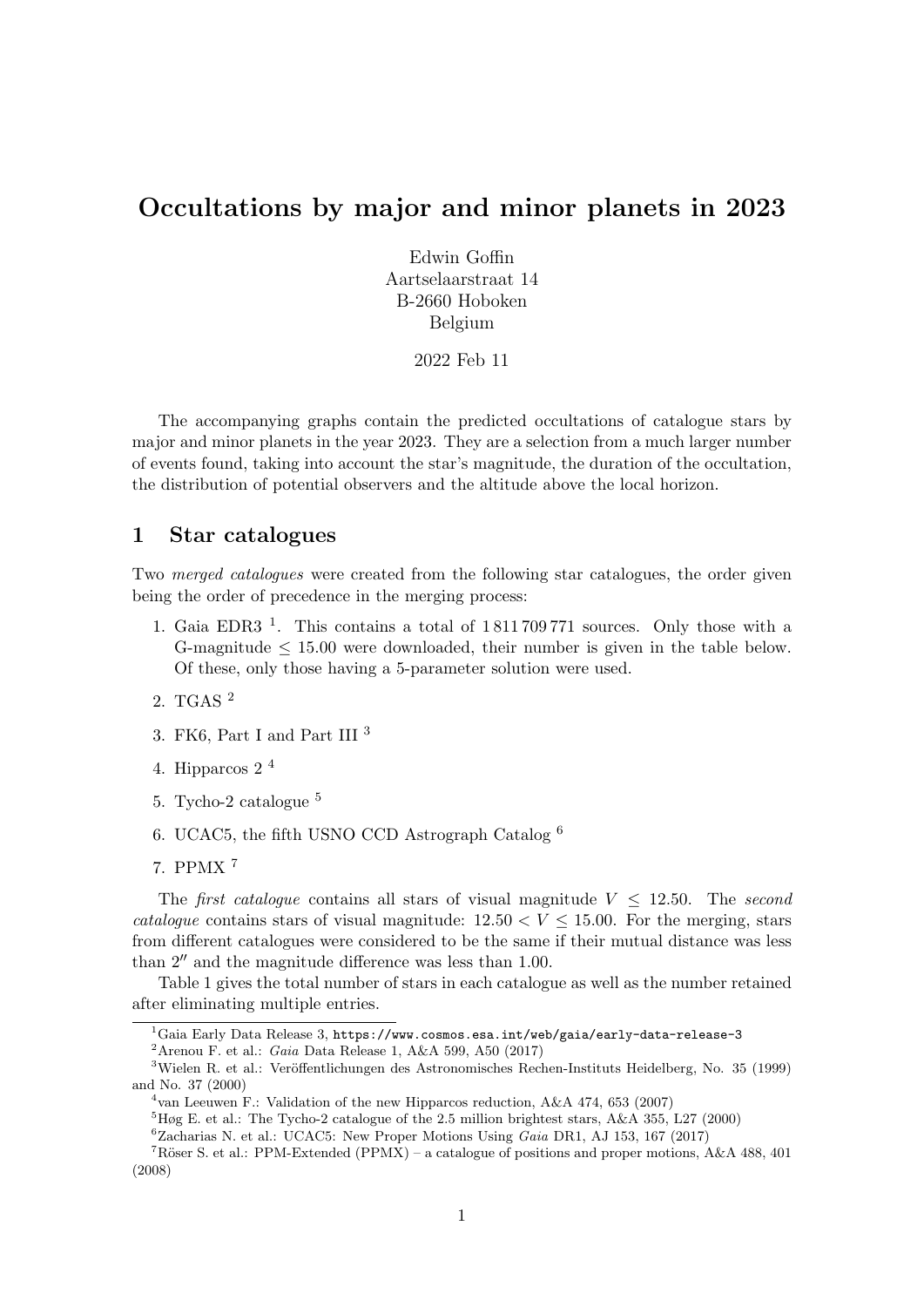# Occultations by major and minor planets in 2023

Edwin Goffin
Aartselaarstraat 14
B-2660 Hoboken
Belgium

2022 Feb 11

The accompanying graphs contain the predicted occultations of catalogue stars by major and minor planets in the year 2023. They are a selection from a much larger number of events found, taking into account the star's magnitude, the duration of the occultation, the distribution of potential observers and the altitude above the local horizon.

## 1 Star catalogues

Two *merged catalogues* were created from the following star catalogues, the order given being the order of precedence in the merging process:

1. Gaia EDR3 [1]. This contains a total of 1 811 709 771 sources. Only those with a G-magnitude $\leq 15.00$ were downloaded, their number is given in the table below. Of these, only those having a 5-parameter solution were used.
2. TGAS [2]
3. FK6, Part I and Part III [3]
4. Hipparcos 2 [4]
5. Tycho-2 catalogue [5]
6. UCAC5, the fifth USNO CCD Astrograph Catalog [6]
7. PPMX [7]

The *first catalogue* contains all stars of visual magnitude $V \leq 12.50$. The *second catalogue* contains stars of visual magnitude: $12.50 < V \leq 15.00$. For the merging, stars from different catalogues were considered to be the same if their mutual distance was less than $2''$ and the magnitude difference was less than 1.00.

Table 1 gives the total number of stars in each catalogue as well as the number retained after eliminating multiple entries.

[1] Gaia Early Data Release 3, https://www.cosmos.esa.int/web/gaia/early-data-release-3

[2] Arenou F. et al.: *Gaia* Data Release 1, A&A 599, A50 (2017)

[3] Wielen R. et al.: Veröffentlichungen des Astronomisches Rechen-Instituts Heidelberg, No. 35 (1999) and No. 37 (2000)

[4] van Leeuwen F.: Validation of the new Hipparcos reduction, A&A 474, 653 (2007)

[5] Høg E. et al.: The Tycho-2 catalogue of the 2.5 million brightest stars, A&A 355, L27 (2000)

[6] Zacharias N. et al.: UCAC5: New Proper Motions Using *Gaia* DR1, AJ 153, 167 (2017)

[7] Röser S. et al.: PPM-Extended (PPMX) – a catalogue of positions and proper motions, A&A 488, 401 (2008)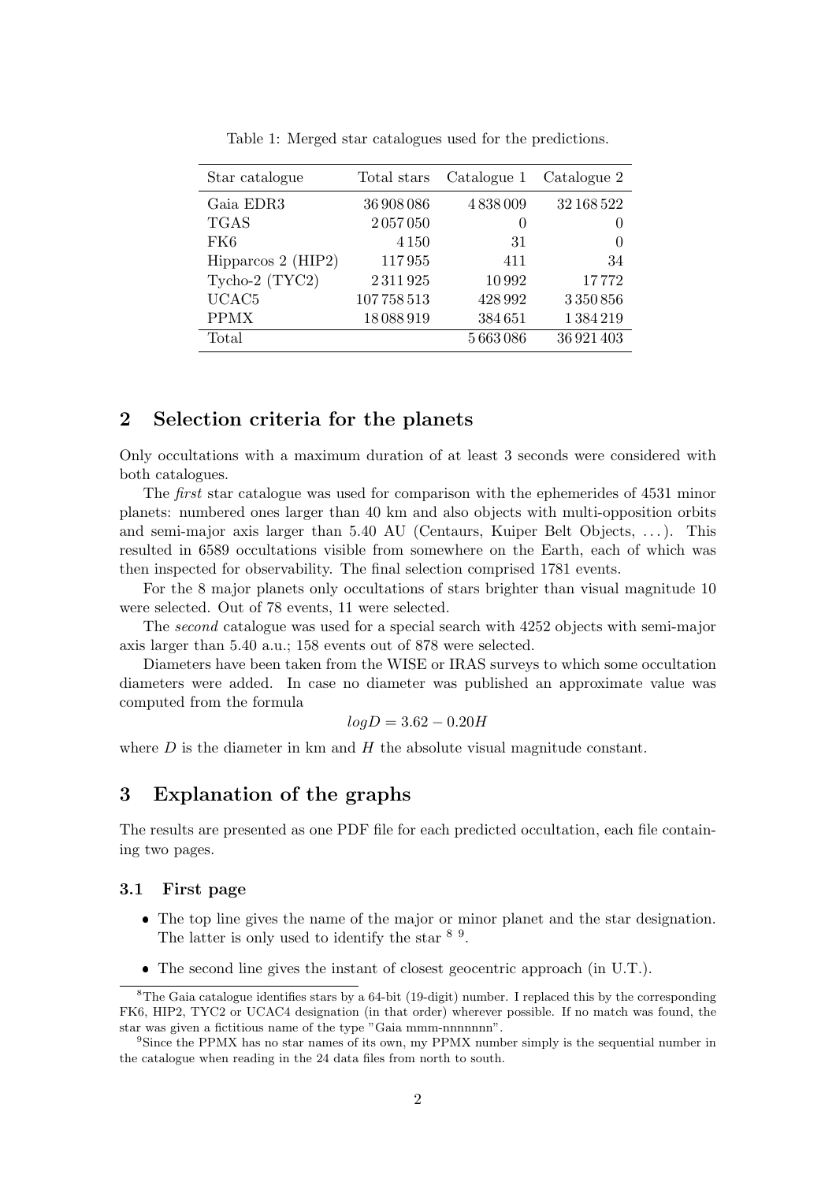Table 1: Merged star catalogues used for the predictions.

| Star catalogue | Total stars | Catalogue 1 | Catalogue 2 |
|---|---|---|---|
| Gaia EDR3 | 36 908 086 | 4 838 009 | 32 168 522 |
| TGAS | 2 057 050 | 0 | 0 |
| FK6 | 4 150 | 31 | 0 |
| Hipparcos 2 (HIP2) | 117 955 | 411 | 34 |
| Tycho-2 (TYC2) | 2 311 925 | 10 992 | 17 772 |
| UCAC5 | 107 758 513 | 428 992 | 3 350 856 |
| PPMX | 18 088 919 | 384 651 | 1 384 219 |
| Total | | 5 663 086 | 36 921 403 |

## 2 Selection criteria for the planets

Only occultations with a maximum duration of at least 3 seconds were considered with both catalogues.

The *first* star catalogue was used for comparison with the ephemerides of 4531 minor planets: numbered ones larger than 40 km and also objects with multi-opposition orbits and semi-major axis larger than 5.40 AU (Centaurs, Kuiper Belt Objects, ...). This resulted in 6589 occultations visible from somewhere on the Earth, each of which was then inspected for observability. The final selection comprised 1781 events.

For the 8 major planets only occultations of stars brighter than visual magnitude 10 were selected. Out of 78 events, 11 were selected.

The *second* catalogue was used for a special search with 4252 objects with semi-major axis larger than 5.40 a.u.; 158 events out of 878 were selected.

Diameters have been taken from the WISE or IRAS surveys to which some occultation diameters were added. In case no diameter was published an approximate value was computed from the formula

$$logD = 3.62 - 0.20H$$

where $D$ is the diameter in km and $H$ the absolute visual magnitude constant.

## 3 Explanation of the graphs

The results are presented as one PDF file for each predicted occultation, each file containing two pages.

### 3.1 First page

- The top line gives the name of the major or minor planet and the star designation. The latter is only used to identify the star [8] [9].
- The second line gives the instant of closest geocentric approach (in U.T.).

[8] The Gaia catalogue identifies stars by a 64-bit (19-digit) number. I replaced this by the corresponding FK6, HIP2, TYC2 or UCAC4 designation (in that order) wherever possible. If no match was found, the star was given a fictitious name of the type "Gaia mmm-nnnnnnn".

[9] Since the PPMX has no star names of its own, my PPMX number simply is the sequential number in the catalogue when reading in the 24 data files from north to south.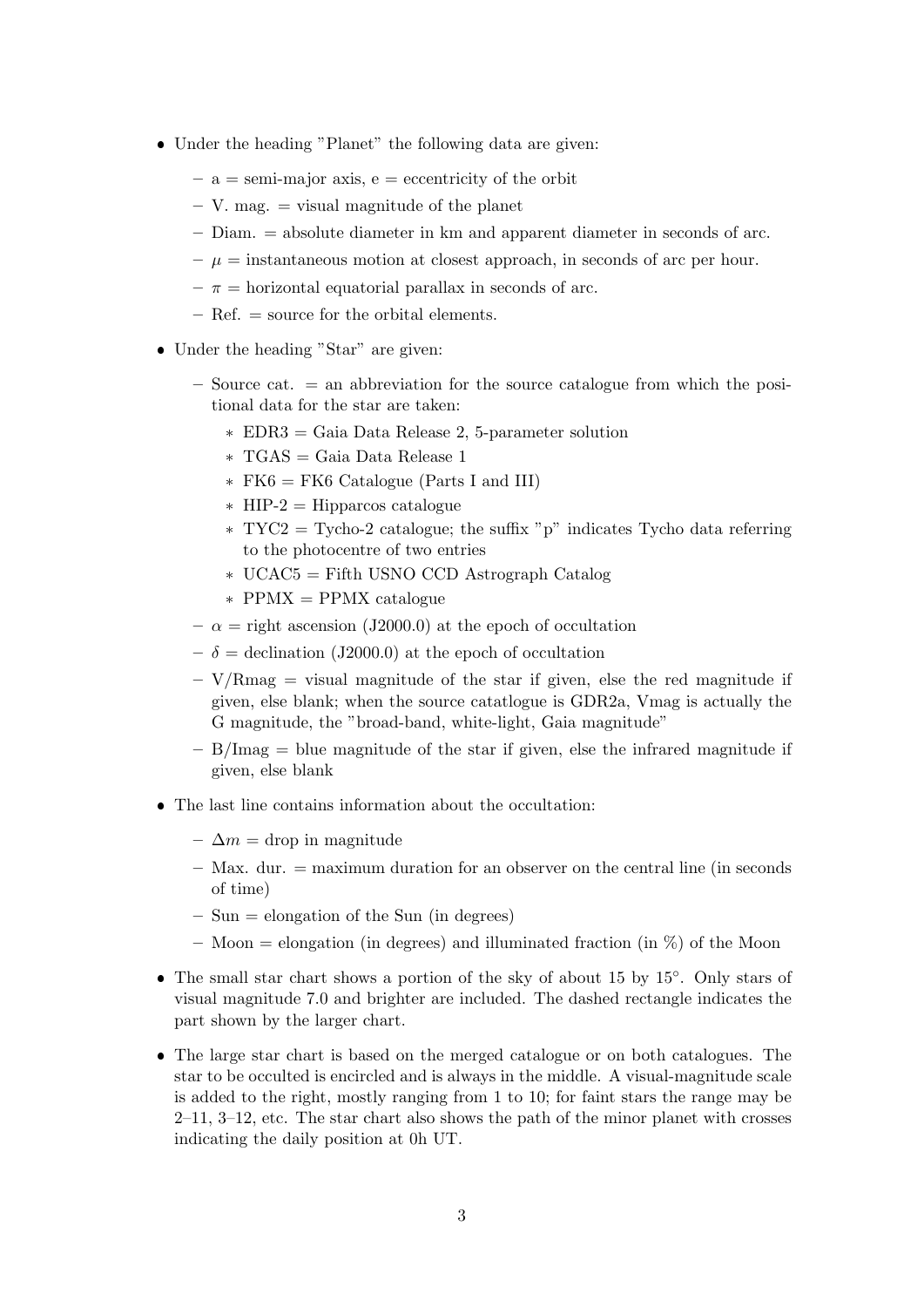- Under the heading "Planet" the following data are given:
  - a = semi-major axis, e = eccentricity of the orbit
  - V. mag. = visual magnitude of the planet
  - Diam. = absolute diameter in km and apparent diameter in seconds of arc.
  - $\mu$ = instantaneous motion at closest approach, in seconds of arc per hour.
  - $\pi$ = horizontal equatorial parallax in seconds of arc.
  - Ref. = source for the orbital elements.
- Under the heading "Star" are given:
  - Source cat. = an abbreviation for the source catalogue from which the positional data for the star are taken:
    - EDR3 = Gaia Data Release 2, 5-parameter solution
    - TGAS = Gaia Data Release 1
    - FK6 = FK6 Catalogue (Parts I and III)
    - HIP-2 = Hipparcos catalogue
    - TYC2 = Tycho-2 catalogue; the suffix "p" indicates Tycho data referring to the photocentre of two entries
    - UCAC5 = Fifth USNO CCD Astrograph Catalog
    - PPMX = PPMX catalogue
  - $\alpha$ = right ascension (J2000.0) at the epoch of occultation
  - $\delta$ = declination (J2000.0) at the epoch of occultation
  - V/Rmag = visual magnitude of the star if given, else the red magnitude if given, else blank; when the source catatlogue is GDR2a, Vmag is actually the G magnitude, the "broad-band, white-light, Gaia magnitude"
  - B/Imag = blue magnitude of the star if given, else the infrared magnitude if given, else blank
- The last line contains information about the occultation:
  - $\Delta m$ = drop in magnitude
  - Max. dur. = maximum duration for an observer on the central line (in seconds of time)
  - Sun = elongation of the Sun (in degrees)
  - Moon = elongation (in degrees) and illuminated fraction (in %) of the Moon
- The small star chart shows a portion of the sky of about 15 by 15°. Only stars of visual magnitude 7.0 and brighter are included. The dashed rectangle indicates the part shown by the larger chart.
- The large star chart is based on the merged catalogue or on both catalogues. The star to be occulted is encircled and is always in the middle. A visual-magnitude scale is added to the right, mostly ranging from 1 to 10; for faint stars the range may be 2–11, 3–12, etc. The star chart also shows the path of the minor planet with crosses indicating the daily position at 0h UT.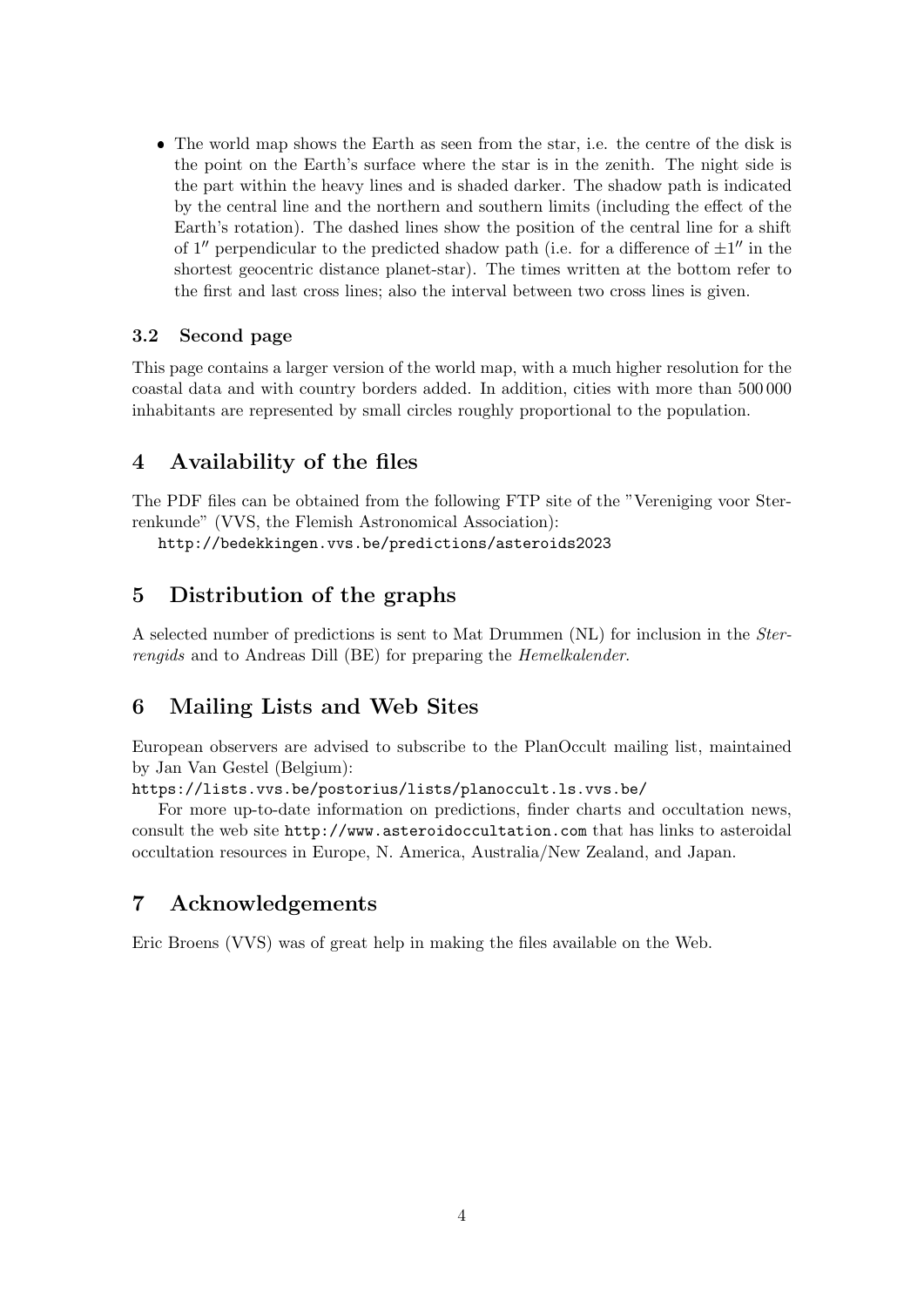- The world map shows the Earth as seen from the star, i.e. the centre of the disk is the point on the Earth's surface where the star is in the zenith. The night side is the part within the heavy lines and is shaded darker. The shadow path is indicated by the central line and the northern and southern limits (including the effect of the Earth's rotation). The dashed lines show the position of the central line for a shift of $1''$ perpendicular to the predicted shadow path (i.e. for a difference of $\pm 1''$ in the shortest geocentric distance planet-star). The times written at the bottom refer to the first and last cross lines; also the interval between two cross lines is given.

### 3.2 Second page

This page contains a larger version of the world map, with a much higher resolution for the coastal data and with country borders added. In addition, cities with more than 500 000 inhabitants are represented by small circles roughly proportional to the population.

## 4 Availability of the files

The PDF files can be obtained from the following FTP site of the "Vereniging voor Sterrenkunde" (VVS, the Flemish Astronomical Association):
`http://bedekkingen.vvs.be/predictions/asteroids2023`

## 5 Distribution of the graphs

A selected number of predictions is sent to Mat Drummen (NL) for inclusion in the *Sterrengids* and to Andreas Dill (BE) for preparing the *Hemelkalender*.

## 6 Mailing Lists and Web Sites

European observers are advised to subscribe to the PlanOccult mailing list, maintained by Jan Van Gestel (Belgium):
`https://lists.vvs.be/postorius/lists/planoccult.ls.vvs.be/`

For more up-to-date information on predictions, finder charts and occultation news, consult the web site `http://www.asteroidoccultation.com` that has links to asteroidal occultation resources in Europe, N. America, Australia/New Zealand, and Japan.

## 7 Acknowledgements

Eric Broens (VVS) was of great help in making the files available on the Web.